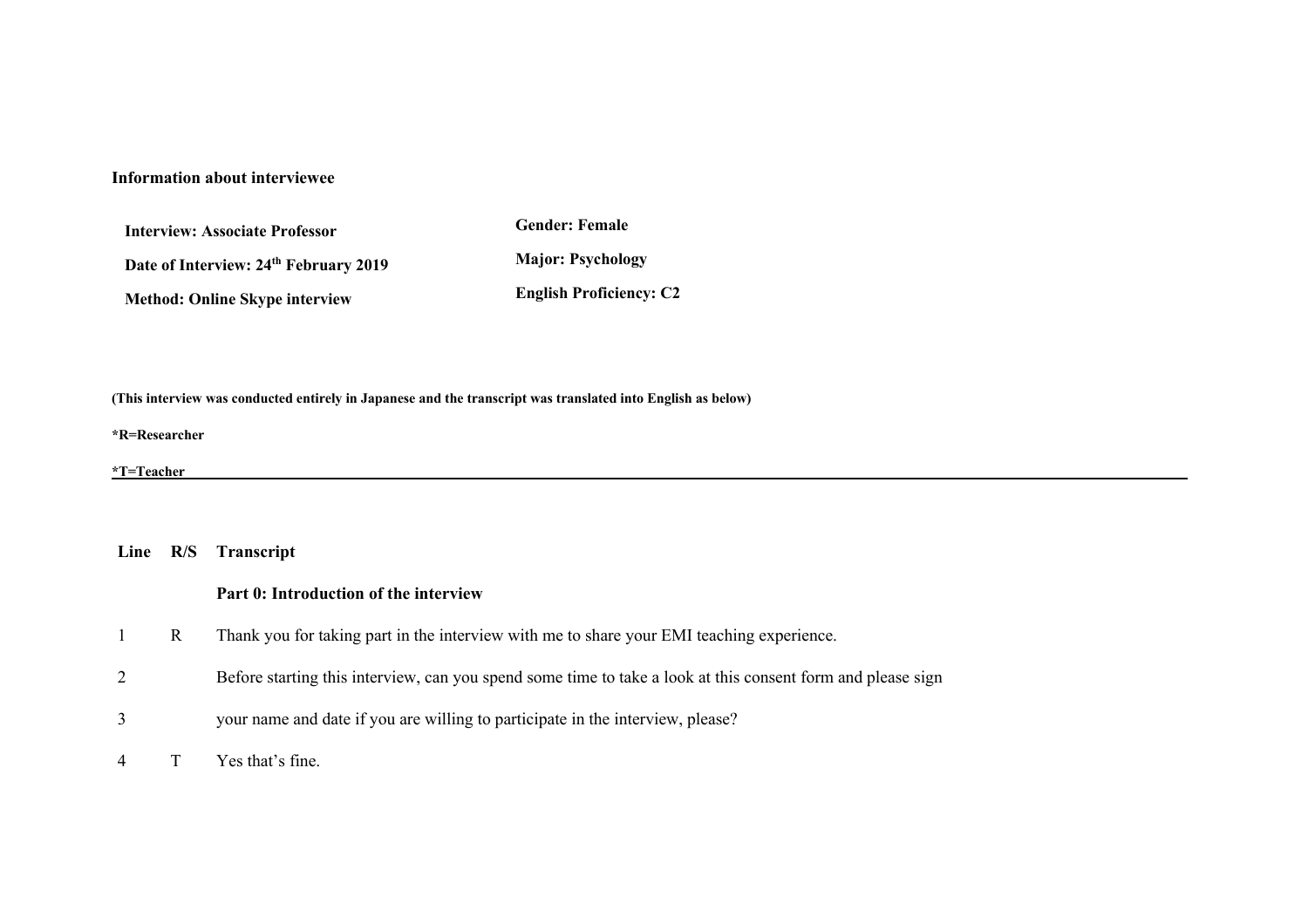**Information about interviewee**

| | |
|---|---|
| **Interview: Associate Professor** | **Gender: Female** |
| **Date of Interview: 24th February 2019** | **Major: Psychology** |
| **Method: Online Skype interview** | **English Proficiency: C2** |

**(This interview was conducted entirely in Japanese and the transcript was translated into English as below)**

**\*R=Researcher**

**\*T=Teacher**

| **Line** | **R/S** | **Transcript** |
|---|---|---|
| | | **Part 0: Introduction of the interview** |
| 1 | R | Thank you for taking part in the interview with me to share your EMI teaching experience. |
| 2 | | Before starting this interview, can you spend some time to take a look at this consent form and please sign |
| 3 | | your name and date if you are willing to participate in the interview, please? |
| 4 | T | Yes that's fine. |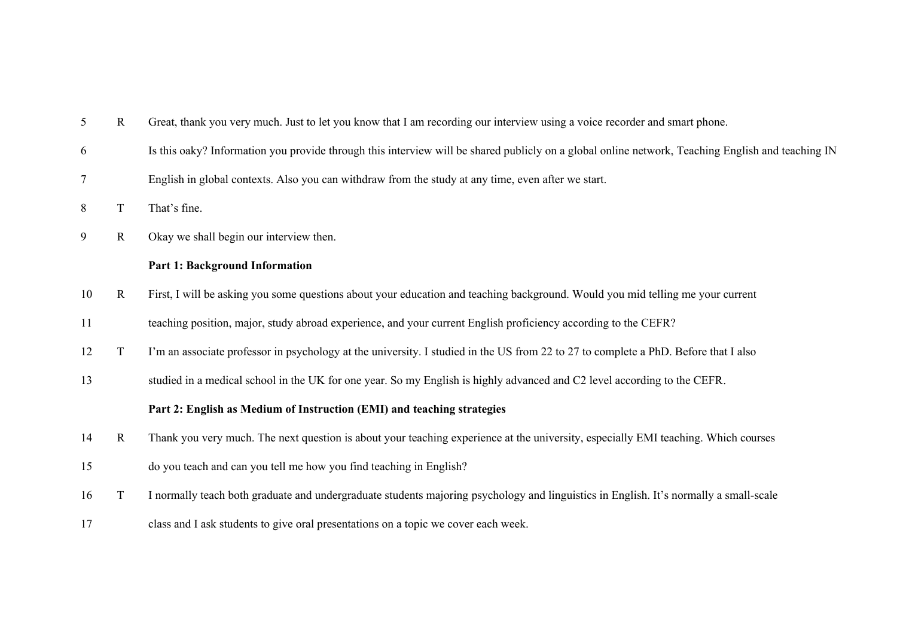| | | |
|---|---|---|
| 5 | R | Great, thank you very much. Just to let you know that I am recording our interview using a voice recorder and smart phone. |
| 6 | | Is this oaky? Information you provide through this interview will be shared publicly on a global online network, Teaching English and teaching IN |
| 7 | | English in global contexts. Also you can withdraw from the study at any time, even after we start. |
| 8 | T | That's fine. |
| 9 | R | Okay we shall begin our interview then. |
| | | **Part 1: Background Information** |
| 10 | R | First, I will be asking you some questions about your education and teaching background. Would you mid telling me your current |
| 11 | | teaching position, major, study abroad experience, and your current English proficiency according to the CEFR? |
| 12 | T | I'm an associate professor in psychology at the university. I studied in the US from 22 to 27 to complete a PhD. Before that I also |
| 13 | | studied in a medical school in the UK for one year. So my English is highly advanced and C2 level according to the CEFR. |
| | | **Part 2: English as Medium of Instruction (EMI) and teaching strategies** |
| 14 | R | Thank you very much. The next question is about your teaching experience at the university, especially EMI teaching. Which courses |
| 15 | | do you teach and can you tell me how you find teaching in English? |
| 16 | T | I normally teach both graduate and undergraduate students majoring psychology and linguistics in English. It's normally a small-scale |
| 17 | | class and I ask students to give oral presentations on a topic we cover each week. |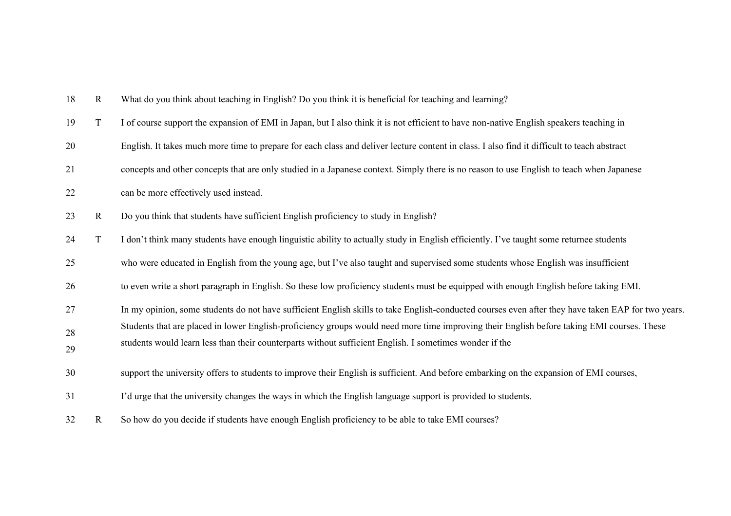18 R What do you think about teaching in English? Do you think it is beneficial for teaching and learning?

19 T I of course support the expansion of EMI in Japan, but I also think it is not efficient to have non-native English speakers teaching in

20 English. It takes much more time to prepare for each class and deliver lecture content in class. I also find it difficult to teach abstract

21 concepts and other concepts that are only studied in a Japanese context. Simply there is no reason to use English to teach when Japanese

22 can be more effectively used instead.

23 R Do you think that students have sufficient English proficiency to study in English?

24 T I don't think many students have enough linguistic ability to actually study in English efficiently. I've taught some returnee students

25 who were educated in English from the young age, but I've also taught and supervised some students whose English was insufficient

26 to even write a short paragraph in English. So these low proficiency students must be equipped with enough English before taking EMI.

27 In my opinion, some students do not have sufficient English skills to take English-conducted courses even after they have taken EAP for two years.

28 Students that are placed in lower English-proficiency groups would need more time improving their English before taking EMI courses. These

29 students would learn less than their counterparts without sufficient English. I sometimes wonder if the

30 support the university offers to students to improve their English is sufficient. And before embarking on the expansion of EMI courses,

31 I'd urge that the university changes the ways in which the English language support is provided to students.

32 R So how do you decide if students have enough English proficiency to be able to take EMI courses?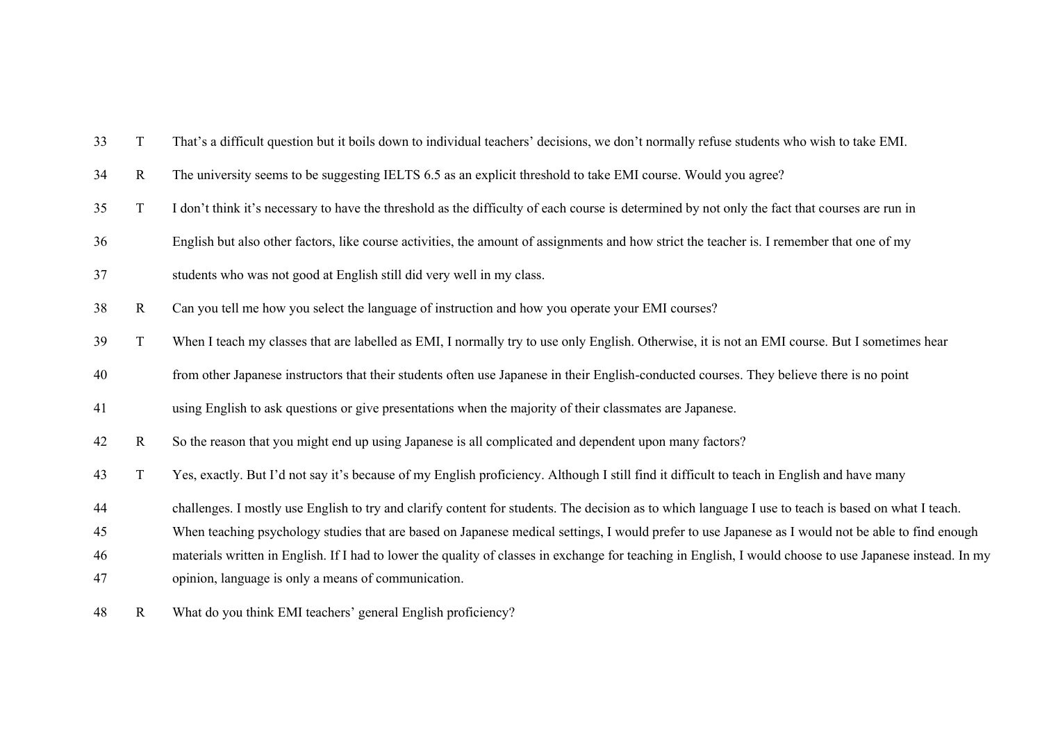| | | |
|---|---|---|
| 33 | T | That's a difficult question but it boils down to individual teachers' decisions, we don't normally refuse students who wish to take EMI. |
| 34 | R | The university seems to be suggesting IELTS 6.5 as an explicit threshold to take EMI course. Would you agree? |
| 35 | T | I don't think it's necessary to have the threshold as the difficulty of each course is determined by not only the fact that courses are run in |
| 36 | | English but also other factors, like course activities, the amount of assignments and how strict the teacher is. I remember that one of my |
| 37 | | students who was not good at English still did very well in my class. |
| 38 | R | Can you tell me how you select the language of instruction and how you operate your EMI courses? |
| 39 | T | When I teach my classes that are labelled as EMI, I normally try to use only English. Otherwise, it is not an EMI course. But I sometimes hear |
| 40 | | from other Japanese instructors that their students often use Japanese in their English-conducted courses. They believe there is no point |
| 41 | | using English to ask questions or give presentations when the majority of their classmates are Japanese. |
| 42 | R | So the reason that you might end up using Japanese is all complicated and dependent upon many factors? |
| 43 | T | Yes, exactly. But I'd not say it's because of my English proficiency. Although I still find it difficult to teach in English and have many |
| 44 | | challenges. I mostly use English to try and clarify content for students. The decision as to which language I use to teach is based on what I teach. |
| 45 | | When teaching psychology studies that are based on Japanese medical settings, I would prefer to use Japanese as I would not be able to find enough |
| 46 | | materials written in English. If I had to lower the quality of classes in exchange for teaching in English, I would choose to use Japanese instead. In my |
| 47 | | opinion, language is only a means of communication. |
| 48 | R | What do you think EMI teachers' general English proficiency? |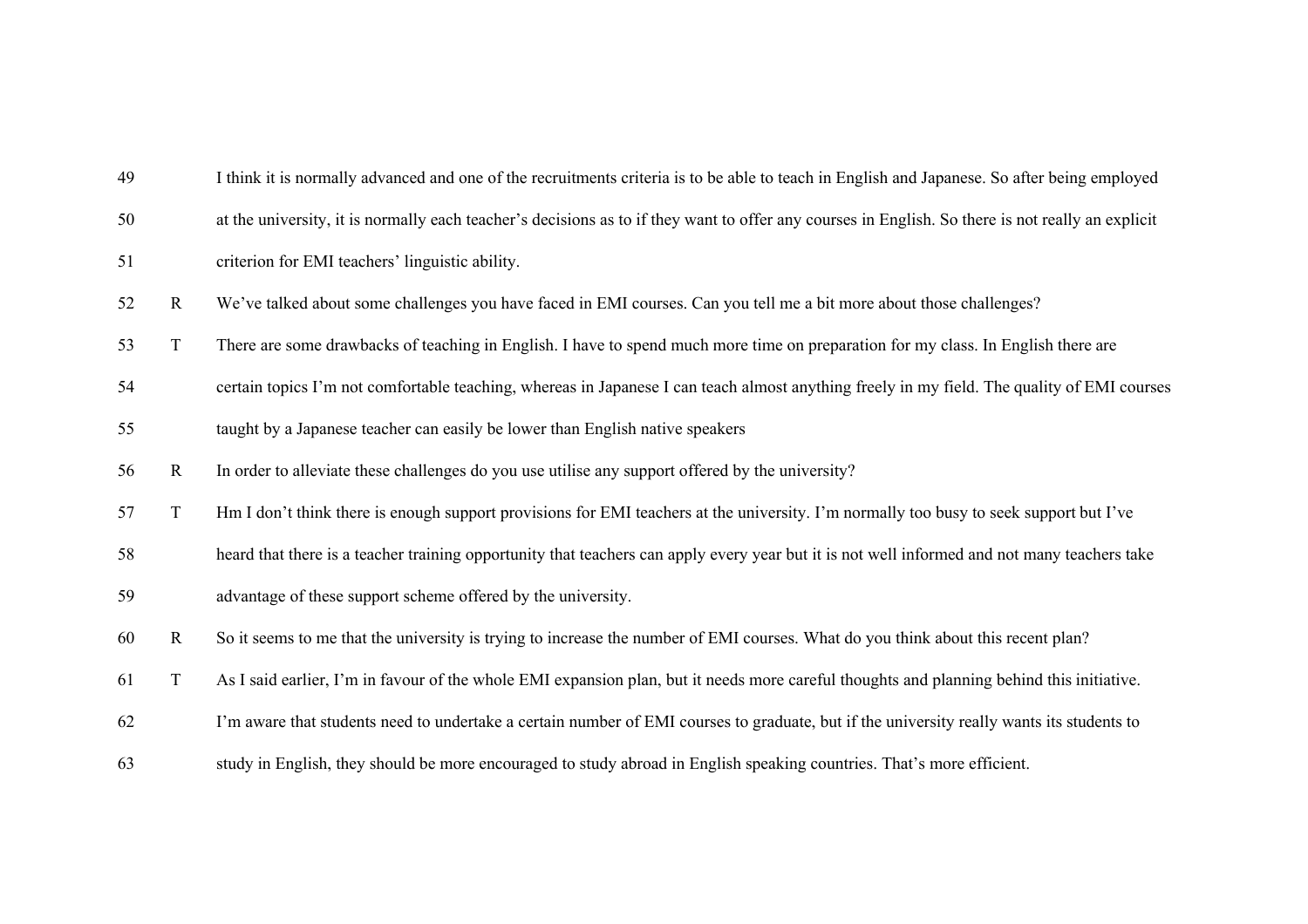49 I think it is normally advanced and one of the recruitments criteria is to be able to teach in English and Japanese. So after being employed
50 at the university, it is normally each teacher's decisions as to if they want to offer any courses in English. So there is not really an explicit
51 criterion for EMI teachers' linguistic ability.

52 R We've talked about some challenges you have faced in EMI courses. Can you tell me a bit more about those challenges?

53 T There are some drawbacks of teaching in English. I have to spend much more time on preparation for my class. In English there are
54 certain topics I'm not comfortable teaching, whereas in Japanese I can teach almost anything freely in my field. The quality of EMI courses
55 taught by a Japanese teacher can easily be lower than English native speakers

56 R In order to alleviate these challenges do you use utilise any support offered by the university?

57 T Hm I don't think there is enough support provisions for EMI teachers at the university. I'm normally too busy to seek support but I've
58 heard that there is a teacher training opportunity that teachers can apply every year but it is not well informed and not many teachers take
59 advantage of these support scheme offered by the university.

60 R So it seems to me that the university is trying to increase the number of EMI courses. What do you think about this recent plan?

61 T As I said earlier, I'm in favour of the whole EMI expansion plan, but it needs more careful thoughts and planning behind this initiative.
62 I'm aware that students need to undertake a certain number of EMI courses to graduate, but if the university really wants its students to
63 study in English, they should be more encouraged to study abroad in English speaking countries. That's more efficient.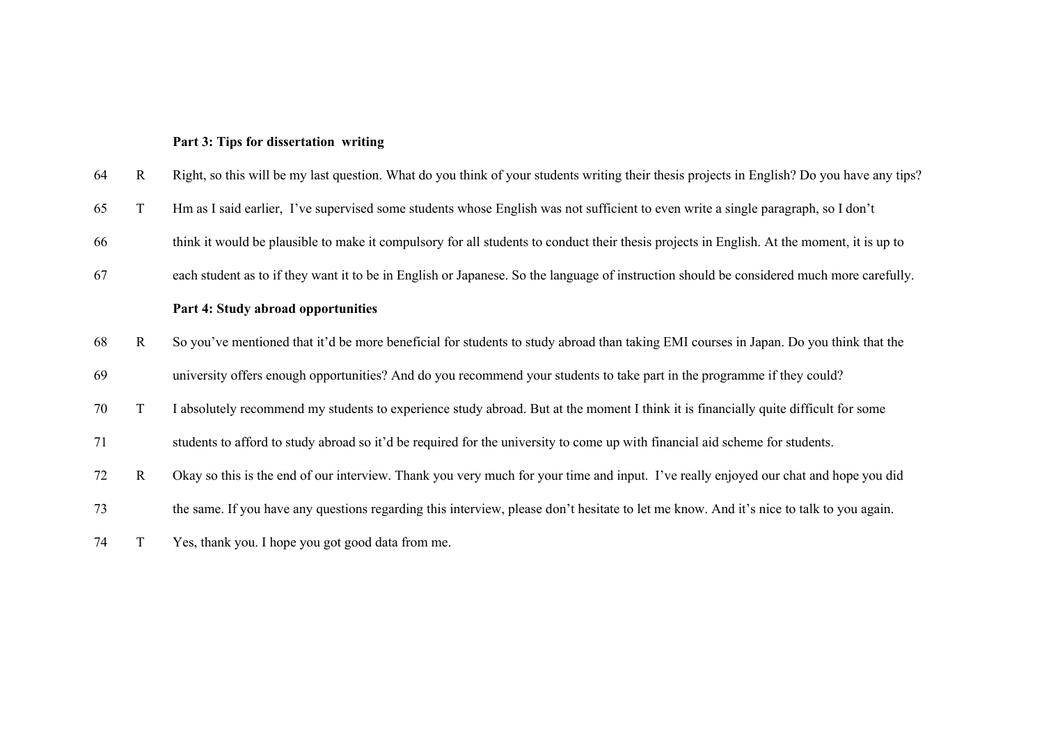**Part 3: Tips for dissertation writing**

| | | |
|---|---|---|
| 64 | R | Right, so this will be my last question. What do you think of your students writing their thesis projects in English? Do you have any tips? |
| 65 | T | Hm as I said earlier, I've supervised some students whose English was not sufficient to even write a single paragraph, so I don't |
| 66 | | think it would be plausible to make it compulsory for all students to conduct their thesis projects in English. At the moment, it is up to |
| 67 | | each student as to if they want it to be in English or Japanese. So the language of instruction should be considered much more carefully. |

**Part 4: Study abroad opportunities**

| | | |
|---|---|---|
| 68 | R | So you've mentioned that it'd be more beneficial for students to study abroad than taking EMI courses in Japan. Do you think that the |
| 69 | | university offers enough opportunities? And do you recommend your students to take part in the programme if they could? |
| 70 | T | I absolutely recommend my students to experience study abroad. But at the moment I think it is financially quite difficult for some |
| 71 | | students to afford to study abroad so it'd be required for the university to come up with financial aid scheme for students. |
| 72 | R | Okay so this is the end of our interview. Thank you very much for your time and input. I've really enjoyed our chat and hope you did |
| 73 | | the same. If you have any questions regarding this interview, please don't hesitate to let me know. And it's nice to talk to you again. |
| 74 | T | Yes, thank you. I hope you got good data from me. |